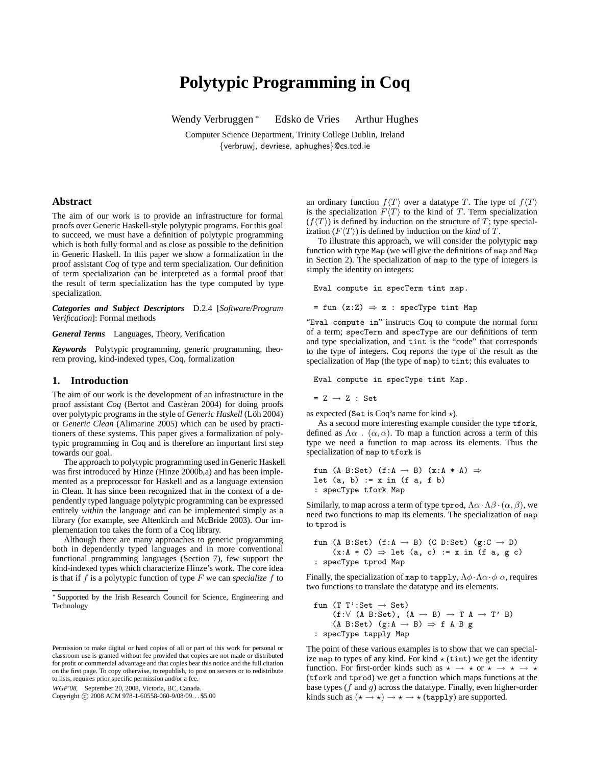# Polytypic Programming in Coq

Wendy Verbruggen [*] Edsko de Vries Arthur Hughes

Computer Science Department, Trinity College Dublin, Ireland

{verbruwj, devriese, aphughes}@cs.tcd.ie

## Abstract

The aim of our work is to provide an infrastructure for formal proofs over Generic Haskell-style polytypic programs. For this goal to succeed, we must have a definition of polytypic programming which is both fully formal and as close as possible to the definition in Generic Haskell. In this paper we show a formalization in the proof assistant *Coq* of type and term specialization. Our definition of term specialization can be interpreted as a formal proof that the result of term specialization has the type computed by type specialization.

***Categories and Subject Descriptors*** D.2.4 [*Software/Program Verification*]: Formal methods

***General Terms*** Languages, Theory, Verification

***Keywords*** Polytypic programming, generic programming, theorem proving, kind-indexed types, Coq, formalization

## 1. Introduction

The aim of our work is the development of an infrastructure in the proof assistant *Coq* (Bertot and Castéran 2004) for doing proofs over polytypic programs in the style of *Generic Haskell* (Löh 2004) or *Generic Clean* (Alimarine 2005) which can be used by practitioners of these systems. This paper gives a formalization of polytypic programming in Coq and is therefore an important first step towards our goal.

The approach to polytypic programming used in Generic Haskell was first introduced by Hinze (Hinze 2000b,a) and has been implemented as a preprocessor for Haskell and as a language extension in Clean. It has since been recognized that in the context of a dependently typed language polytypic programming can be expressed entirely *within* the language and can be implemented simply as a library (for example, see Altenkirch and McBride 2003). Our implementation too takes the form of a Coq library.

Although there are many approaches to generic programming both in dependently typed languages and in more conventional functional programming languages (Section 7), few support the kind-indexed types which characterize Hinze's work. The core idea is that if $f$ is a polytypic function of type $F$ we can *specialize* $f$ to an ordinary function $f\langle T\rangle$ over a datatype $T$. The type of $f\langle T\rangle$ is the specialization $F\langle T\rangle$ to the kind of $T$. Term specialization ($f\langle T\rangle$) is defined by induction on the structure of $T$; type specialization ($F\langle T\rangle$) is defined by induction on the *kind* of $T$.

To illustrate this approach, we will consider the polytypic `map` function with type `Map` (we will give the definitions of `map` and `Map` in Section 2). The specialization of `map` to the type of integers is simply the identity on integers:

```
Eval compute in specTerm tint map.

= fun (z:Z) ⇒ z : specType tint Map
```

"`Eval compute in`" instructs Coq to compute the normal form of a term; `specTerm` and `specType` are our definitions of term and type specialization, and `tint` is the "code" that corresponds to the type of integers. Coq reports the type of the result as the specialization of `Map` (the type of `map`) to `tint`; this evaluates to

```
Eval compute in specType tint Map.

= Z → Z : Set
```

as expected (`Set` is Coq's name for kind $\star$).

As a second more interesting example consider the type `tfork`, defined as $\Lambda\alpha\ .\ (\alpha,\alpha)$. To map a function across a term of this type we need a function to map across its elements. Thus the specialization of `map` to `tfork` is

```
fun (A B:Set) (f:A → B) (x:A * A) ⇒
let (a, b) := x in (f a, f b)
: specType tfork Map
```

Similarly, to map across a term of type `tprod`, $\Lambda\alpha\cdot\Lambda\beta\cdot(\alpha,\beta)$, we need two functions to map its elements. The specialization of `map` to `tprod` is

```
fun (A B:Set) (f:A → B) (C D:Set) (g:C → D)
    (x:A * C) ⇒ let (a, c) := x in (f a, g c)
: specType tprod Map
```

Finally, the specialization of `map` to `tapply`, $\Lambda\phi\cdot\Lambda\alpha\cdot\phi\ \alpha$, requires two functions to translate the datatype and its elements.

```
fun (T T':Set → Set)
    (f:∀ (A B:Set), (A → B) → T A → T' B)
    (A B:Set) (g:A → B) ⇒ f A B g
: specType tapply Map
```

The point of these various examples is to show that we can specialize `map` to types of any kind. For kind $\star$ (`tint`) we get the identity function. For first-order kinds such as $\star\to\star$ or $\star\to\star\to\star$ (`tfork` and `tprod`) we get a function which maps functions at the base types ($f$ and $g$) across the datatype. Finally, even higher-order kinds such as $(\star\to\star)\to\star\to\star$ (`tapply`) are supported.

[*] Supported by the Irish Research Council for Science, Engineering and Technology

Permission to make digital or hard copies of all or part of this work for personal or classroom use is granted without fee provided that copies are not made or distributed for profit or commercial advantage and that copies bear this notice and the full citation on the first page. To copy otherwise, to republish, to post on servers or to redistribute to lists, requires prior specific permission and/or a fee.

*WGP'08,* September 20, 2008, Victoria, BC, Canada.
Copyright © 2008 ACM 978-1-60558-060-9/08/09...$5.00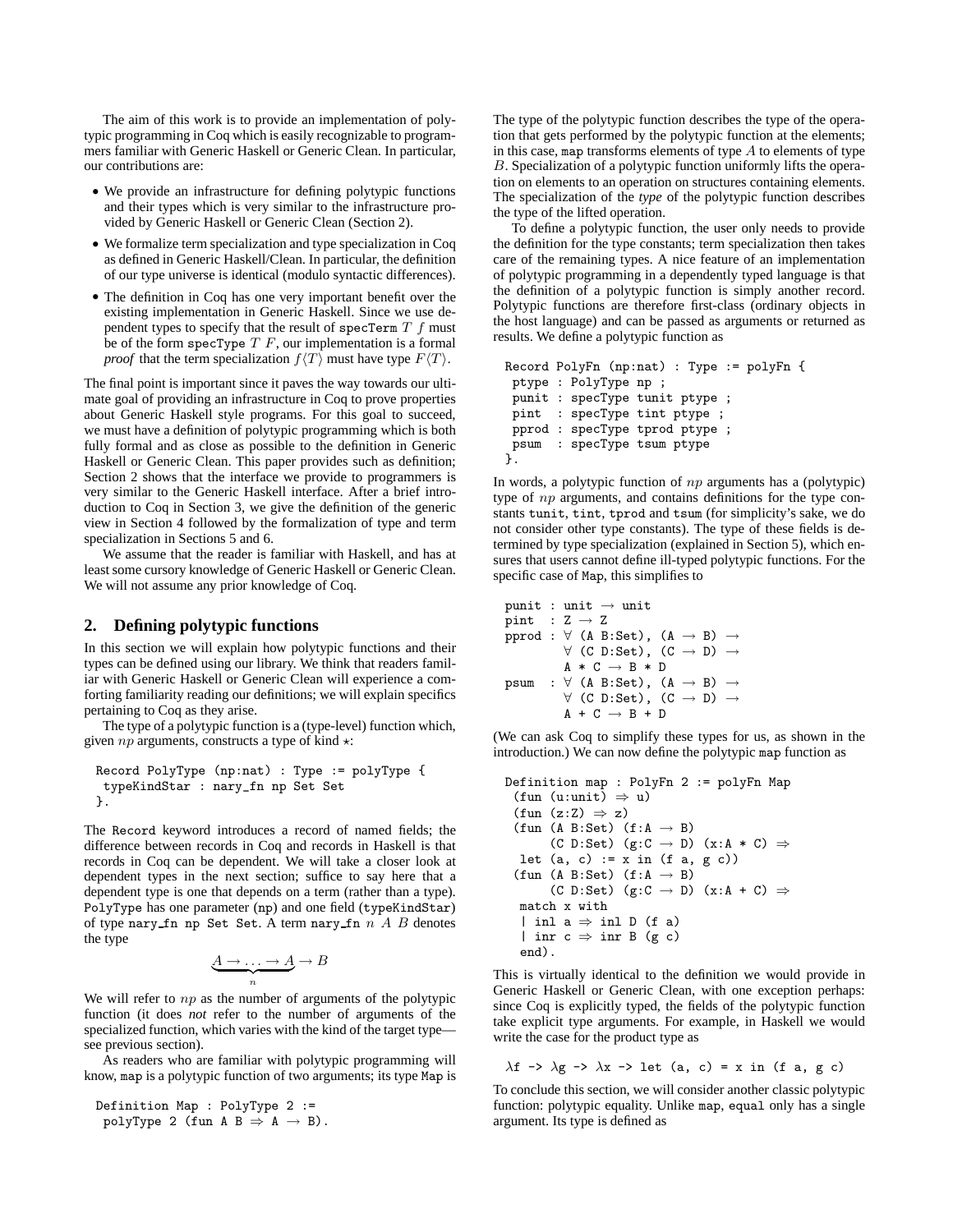The aim of this work is to provide an implementation of polytypic programming in Coq which is easily recognizable to programmers familiar with Generic Haskell or Generic Clean. In particular, our contributions are:

- We provide an infrastructure for defining polytypic functions and their types which is very similar to the infrastructure provided by Generic Haskell or Generic Clean (Section 2).
- We formalize term specialization and type specialization in Coq as defined in Generic Haskell/Clean. In particular, the definition of our type universe is identical (modulo syntactic differences).
- The definition in Coq has one very important benefit over the existing implementation in Generic Haskell. Since we use dependent types to specify that the result of `specTerm` $T$ $f$ must be of the form `specType` $T$ $F$, our implementation is a formal *proof* that the term specialization $f\langle T\rangle$ must have type $F\langle T\rangle$.

The final point is important since it paves the way towards our ultimate goal of providing an infrastructure in Coq to prove properties about Generic Haskell style programs. For this goal to succeed, we must have a definition of polytypic programming which is both fully formal and as close as possible to the definition in Generic Haskell or Generic Clean. This paper provides such as definition; Section 2 shows that the interface we provide to programmers is very similar to the Generic Haskell interface. After a brief introduction to Coq in Section 3, we give the definition of the generic view in Section 4 followed by the formalization of type and term specialization in Sections 5 and 6.

We assume that the reader is familiar with Haskell, and has at least some cursory knowledge of Generic Haskell or Generic Clean. We will not assume any prior knowledge of Coq.

## 2. Defining polytypic functions

In this section we will explain how polytypic functions and their types can be defined using our library. We think that readers familiar with Generic Haskell or Generic Clean will experience a comforting familiarity reading our definitions; we will explain specifics pertaining to Coq as they arise.

The type of a polytypic function is a (type-level) function which, given $np$ arguments, constructs a type of kind $\star$:

```
Record PolyType (np:nat) : Type := polyType {
 typeKindStar : nary_fn np Set Set
}.
```

The `Record` keyword introduces a record of named fields; the difference between records in Coq and records in Haskell is that records in Coq can be dependent. We will take a closer look at dependent types in the next section; suffice to say here that a dependent type is one that depends on a term (rather than a type). `PolyType` has one parameter (`np`) and one field (`typeKindStar`) of type `nary_fn np Set Set`. A term `nary_fn` $n$ $A$ $B$ denotes the type

$$\underbrace{A \rightarrow \ldots \rightarrow A}_{n} \rightarrow B$$

We will refer to $np$ as the number of arguments of the polytypic function (it does *not* refer to the number of arguments of the specialized function, which varies with the kind of the target type—see previous section).

As readers who are familiar with polytypic programming will know, `map` is a polytypic function of two arguments; its type `Map` is

```
Definition Map : PolyType 2 :=
 polyType 2 (fun A B ⇒ A → B).
```

The type of the polytypic function describes the type of the operation that gets performed by the polytypic function at the elements; in this case, `map` transforms elements of type $A$ to elements of type $B$. Specialization of a polytypic function uniformly lifts the operation on elements to an operation on structures containing elements. The specialization of the *type* of the polytypic function describes the type of the lifted operation.

To define a polytypic function, the user only needs to provide the definition for the type constants; term specialization then takes care of the remaining types. A nice feature of an implementation of polytypic programming in a dependently typed language is that the definition of a polytypic function is simply another record. Polytypic functions are therefore first-class (ordinary objects in the host language) and can be passed as arguments or returned as results. We define a polytypic function as

```
Record PolyFn (np:nat) : Type := polyFn {
 ptype : PolyType np ;
 punit : specType tunit ptype ;
 pint  : specType tint ptype ;
 pprod : specType tprod ptype ;
 psum  : specType tsum ptype
}.
```

In words, a polytypic function of $np$ arguments has a (polytypic) type of $np$ arguments, and contains definitions for the type constants `tunit`, `tint`, `tprod` and `tsum` (for simplicity's sake, we do not consider other type constants). The type of these fields is determined by type specialization (explained in Section 5), which ensures that users cannot define ill-typed polytypic functions. For the specific case of `Map`, this simplifies to

```
punit : unit → unit
pint  : Z → Z
pprod : ∀ (A B:Set), (A → B) →
        ∀ (C D:Set), (C → D) →
        A * C → B * D
psum  : ∀ (A B:Set), (A → B) →
        ∀ (C D:Set), (C → D) →
        A + C → B + D
```

(We can ask Coq to simplify these types for us, as shown in the introduction.) We can now define the polytypic `map` function as

```
Definition map : PolyFn 2 := polyFn Map
 (fun (u:unit) ⇒ u)
 (fun (z:Z) ⇒ z)
 (fun (A B:Set) (f:A → B)
      (C D:Set) (g:C → D) (x:A * C) ⇒
  let (a, c) := x in (f a, g c))
 (fun (A B:Set) (f:A → B)
      (C D:Set) (g:C → D) (x:A + C) ⇒
  match x with
  | inl a ⇒ inl D (f a)
  | inr c ⇒ inr B (g c)
  end).
```

This is virtually identical to the definition we would provide in Generic Haskell or Generic Clean, with one exception perhaps: since Coq is explicitly typed, the fields of the polytypic function take explicit type arguments. For example, in Haskell we would write the case for the product type as

```
λf -> λg -> λx -> let (a, c) = x in (f a, g c)
```

To conclude this section, we will consider another classic polytypic function: polytypic equality. Unlike `map`, `equal` only has a single argument. Its type is defined as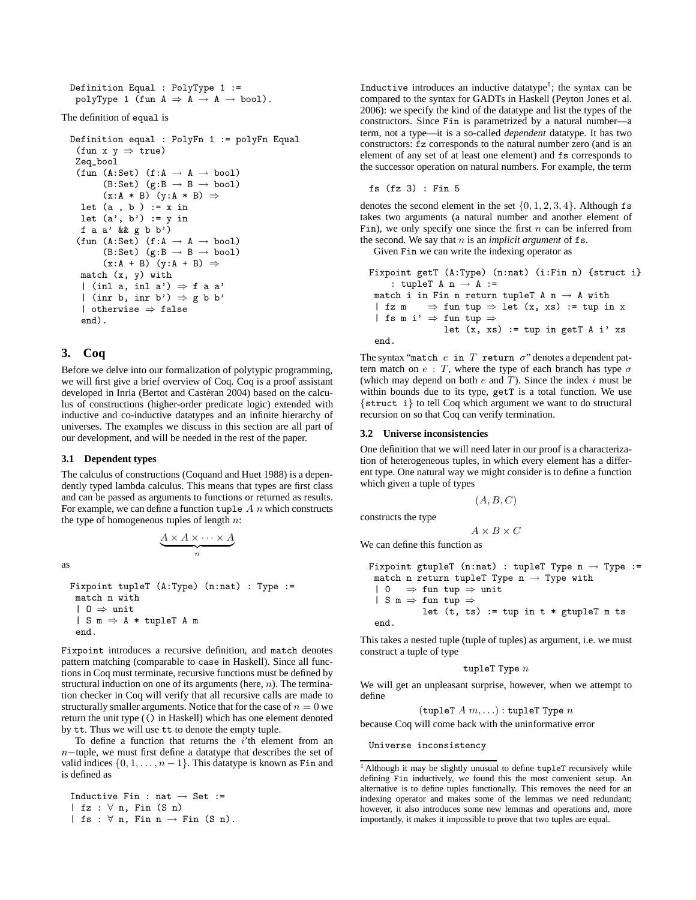```
Definition Equal : PolyType 1 :=
 polyType 1 (fun A ⇒ A → A → bool).
```

The definition of equal is

```
Definition equal : PolyFn 1 := polyFn Equal
 (fun x y ⇒ true)
 Zeq_bool
 (fun (A:Set) (f:A → A → bool)
      (B:Set) (g:B → B → bool)
      (x:A * B) (y:A * B) ⇒
  let (a , b ) := x in
  let (a', b') := y in
  f a a' && g b b')
 (fun (A:Set) (f:A → A → bool)
      (B:Set) (g:B → B → bool)
      (x:A + B) (y:A + B) ⇒
  match (x, y) with
  | (inl a, inl a') ⇒ f a a'
  | (inr b, inr b') ⇒ g b b'
  | otherwise ⇒ false
  end).
```

## 3. Coq

Before we delve into our formalization of polytypic programming, we will first give a brief overview of Coq. Coq is a proof assistant developed in Inria (Bertot and Castéran 2004) based on the calculus of constructions (higher-order predicate logic) extended with inductive and co-inductive datatypes and an infinite hierarchy of universes. The examples we discuss in this section are all part of our development, and will be needed in the rest of the paper.

### 3.1 Dependent types

The calculus of constructions (Coquand and Huet 1988) is a dependently typed lambda calculus. This means that types are first class and can be passed as arguments to functions or returned as results. For example, we can define a function tuple $A$ $n$ which constructs the type of homogeneous tuples of length $n$:

$$\underbrace{A \times A \times \cdots \times A}_{n}$$

as

```
Fixpoint tupleT (A:Type) (n:nat) : Type :=
 match n with
 | O ⇒ unit
 | S m ⇒ A * tupleT A m
 end.
```

Fixpoint introduces a recursive definition, and match denotes pattern matching (comparable to case in Haskell). Since all functions in Coq must terminate, recursive functions must be defined by structural induction on one of its arguments (here, $n$). The termination checker in Coq will verify that all recursive calls are made to structurally smaller arguments. Notice that for the case of $n = 0$ we return the unit type (() in Haskell) which has one element denoted by tt. Thus we will use tt to denote the empty tuple.

To define a function that returns the $i$'th element from an $n-$tuple, we must first define a datatype that describes the set of valid indices $\{0, 1, \ldots, n-1\}$. This datatype is known as Fin and is defined as

```
Inductive Fin : nat → Set :=
| fz : ∀ n, Fin (S n)
| fs : ∀ n, Fin n → Fin (S n).
```

Inductive introduces an inductive datatype[1]; the syntax can be compared to the syntax for GADTs in Haskell (Peyton Jones et al. 2006): we specify the kind of the datatype and list the types of the constructors. Since Fin is parametrized by a natural number—a term, not a type—it is a so-called *dependent* datatype. It has two constructors: fz corresponds to the natural number zero (and is an element of any set of at least one element) and fs corresponds to the successor operation on natural numbers. For example, the term

```
fs (fz 3) : Fin 5
```

denotes the second element in the set $\{0, 1, 2, 3, 4\}$. Although fs takes two arguments (a natural number and another element of Fin), we only specify one since the first $n$ can be inferred from the second. We say that $n$ is an *implicit argument* of fs.

Given Fin we can write the indexing operator as

```
Fixpoint getT (A:Type) (n:nat) (i:Fin n) {struct i}
    : tupleT A n → A :=
 match i in Fin n return tupleT A n → A with
 | fz m    ⇒ fun tup ⇒ let (x, xs) := tup in x
 | fs m i' ⇒ fun tup ⇒
             let (x, xs) := tup in getT A i' xs
 end.
```

The syntax "match $e$ in $T$ return $\sigma$" denotes a dependent pattern match on $e : T$, where the type of each branch has type $\sigma$ (which may depend on both $e$ and $T$). Since the index $i$ must be within bounds due to its type, getT is a total function. We use {struct i} to tell Coq which argument we want to do structural recursion on so that Coq can verify termination.

### 3.2 Universe inconsistencies

One definition that we will need later in our proof is a characterization of heterogeneous tuples, in which every element has a different type. One natural way we might consider is to define a function which given a tuple of types

$$(A, B, C)$$

constructs the type

$$A \times B \times C$$

We can define this function as

```
Fixpoint gtupleT (n:nat) : tupleT Type n → Type :=
 match n return tupleT Type n → Type with
 | O   ⇒ fun tup ⇒ unit
 | S m ⇒ fun tup ⇒
          let (t, ts) := tup in t * gtupleT m ts
 end.
```

This takes a nested tuple (tuple of tuples) as argument, i.e. we must construct a tuple of type

$$\texttt{tupleT Type } n$$

We will get an unpleasant surprise, however, when we attempt to define

$$(\texttt{tupleT } A\ m, \ldots) : \texttt{tupleT Type } n$$

because Coq will come back with the uninformative error

```
Universe inconsistency
```

[1] Although it may be slightly unusual to define tupleT recursively while defining Fin inductively, we found this the most convenient setup. An alternative is to define tuples functionally. This removes the need for an indexing operator and makes some of the lemmas we need redundant; however, it also introduces some new lemmas and operations and, more importantly, it makes it impossible to prove that two tuples are equal.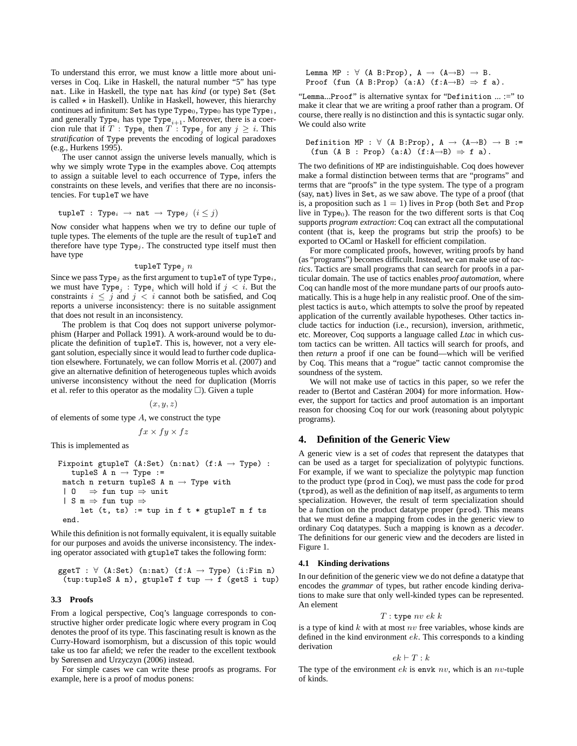To understand this error, we must know a little more about universes in Coq. Like in Haskell, the natural number "5" has type `nat`. Like in Haskell, the type `nat` has *kind* (or type) `Set` (`Set` is called $\star$ in Haskell). Unlike in Haskell, however, this hierarchy continues ad infinitum: `Set` has type $\mathtt{Type}_0$, $\mathtt{Type}_0$ has type $\mathtt{Type}_1$, and generally $\mathtt{Type}_i$ has type $\mathtt{Type}_{i+1}$. Moreover, there is a coercion rule that if $T : \mathtt{Type}_i$ then $T : \mathtt{Type}_j$ for any $j \geq i$. This *stratification* of `Type` prevents the encoding of logical paradoxes (e.g., Hurkens 1995).

The user cannot assign the universe levels manually, which is why we simply wrote `Type` in the examples above. Coq attempts to assign a suitable level to each occurrence of `Type`, infers the constraints on these levels, and verifies that there are no inconsistencies. For `tupleT` we have

$$\mathtt{tupleT} : \mathtt{Type}_i \rightarrow \mathtt{nat} \rightarrow \mathtt{Type}_j \ \ (i \leq j)$$

Now consider what happens when we try to define our tuple of tuple types. The elements of the tuple are the result of `tupleT` and therefore have type $\mathtt{Type}_j$. The constructed type itself must then have type

$$\mathtt{tupleT}\ \mathtt{Type}_j\ n$$

Since we pass $\mathtt{Type}_j$ as the first argument to `tupleT` of type $\mathtt{Type}_i$, we must have $\mathtt{Type}_j : \mathtt{Type}_i$ which will hold if $j < i$. But the constraints $i \leq j$ and $j < i$ cannot both be satisfied, and Coq reports a universe inconsistency: there is no suitable assignment that does not result in an inconsistency.

The problem is that Coq does not support universe polymorphism (Harper and Pollack 1991). A work-around would be to duplicate the definition of `tupleT`. This is, however, not a very elegant solution, especially since it would lead to further code duplication elsewhere. Fortunately, we can follow Morris et al. (2007) and give an alternative definition of heterogeneous tuples which avoids universe inconsistency without the need for duplication (Morris et al. refer to this operator as the modality $\Box$). Given a tuple

$$(x, y, z)$$

of elements of some type $A$, we construct the type

$$fx \times fy \times fz$$

This is implemented as

```
Fixpoint gtupleT (A:Set) (n:nat) (f:A → Type) :
   tupleS A n → Type :=
 match n return tupleS A n → Type with
 | O   ⇒ fun tup ⇒ unit
 | S m ⇒ fun tup ⇒
     let (t, ts) := tup in f t * gtupleT m f ts
 end.
```

While this definition is not formally equivalent, it is equally suitable for our purposes and avoids the universe inconsistency. The indexing operator associated with `gtupleT` takes the following form:

```
ggetT : ∀ (A:Set) (n:nat) (f:A → Type) (i:Fin n)
  (tup:tupleS A n), gtupleT f tup → f (getS i tup)
```

### 3.3 Proofs

From a logical perspective, Coq's language corresponds to constructive higher order predicate logic where every program in Coq denotes the proof of its type. This fascinating result is known as the Curry-Howard isomorphism, but a discussion of this topic would take us too far afield; we refer the reader to the excellent textbook by Sørensen and Urzyczyn (2006) instead.

For simple cases we can write these proofs as programs. For example, here is a proof of modus ponens:

```
Lemma MP : ∀ (A B:Prop), A → (A→B) → B.
Proof (fun (A B:Prop) (a:A) (f:A→B) ⇒ f a).
```

"Lemma...Proof" is alternative syntax for "Definition ... :=" to make it clear that we are writing a proof rather than a program. Of course, there really is no distinction and this is syntactic sugar only. We could also write

```
Definition MP : ∀ (A B:Prop), A → (A→B) → B :=
  (fun (A B : Prop) (a:A) (f:A→B) ⇒ f a).
```

The two definitions of `MP` are indistinguishable. Coq does however make a formal distinction between terms that are "programs" and terms that are "proofs" in the type system. The type of a program (say, `nat`) lives in `Set`, as we saw above. The type of a proof (that is, a proposition such as $1 = 1$) lives in `Prop` (both `Set` and `Prop` live in $\mathtt{Type}_0$). The reason for the two different sorts is that Coq supports *program extraction*: Coq can extract all the computational content (that is, keep the programs but strip the proofs) to be exported to OCaml or Haskell for efficient compilation.

For more complicated proofs, however, writing proofs by hand (as "programs") becomes difficult. Instead, we can make use of *tactics*. Tactics are small programs that can search for proofs in a particular domain. The use of tactics enables *proof automation*, where Coq can handle most of the more mundane parts of our proofs automatically. This is a huge help in any realistic proof. One of the simplest tactics is `auto`, which attempts to solve the proof by repeated application of the currently available hypotheses. Other tactics include tactics for induction (i.e., recursion), inversion, arithmetic, etc. Moreover, Coq supports a language called *Ltac* in which custom tactics can be written. All tactics will search for proofs, and then *return* a proof if one can be found—which will be verified by Coq. This means that a "rogue" tactic cannot compromise the soundness of the system.

We will not make use of tactics in this paper, so we refer the reader to (Bertot and Castéran 2004) for more information. However, the support for tactics and proof automation is an important reason for choosing Coq for our work (reasoning about polytypic programs).

## 4. Definition of the Generic View

A generic view is a set of *codes* that represent the datatypes that can be used as a target for specialization of polytypic functions. For example, if we want to specialize the polytypic map function to the product type (`prod` in Coq), we must pass the code for `prod` (`tprod`), as well as the definition of `map` itself, as arguments to term specialization. However, the result of term specialization should be a function on the product datatype proper (`prod`). This means that we must define a mapping from codes in the generic view to ordinary Coq datatypes. Such a mapping is known as a *decoder*. The definitions for our generic view and the decoders are listed in Figure 1.

### 4.1 Kinding derivations

In our definition of the generic view we do not define a datatype that encodes the *grammar* of types, but rather encode kinding derivations to make sure that only well-kinded types can be represented. An element

$$T : \mathtt{type}\ nv\ ek\ k$$

is a type of kind $k$ with at most $nv$ free variables, whose kinds are defined in the kind environment $ek$. This corresponds to a kinding derivation

$$ek \vdash T : k$$

The type of the environment $ek$ is `envk` $nv$, which is an $nv$-tuple of kinds.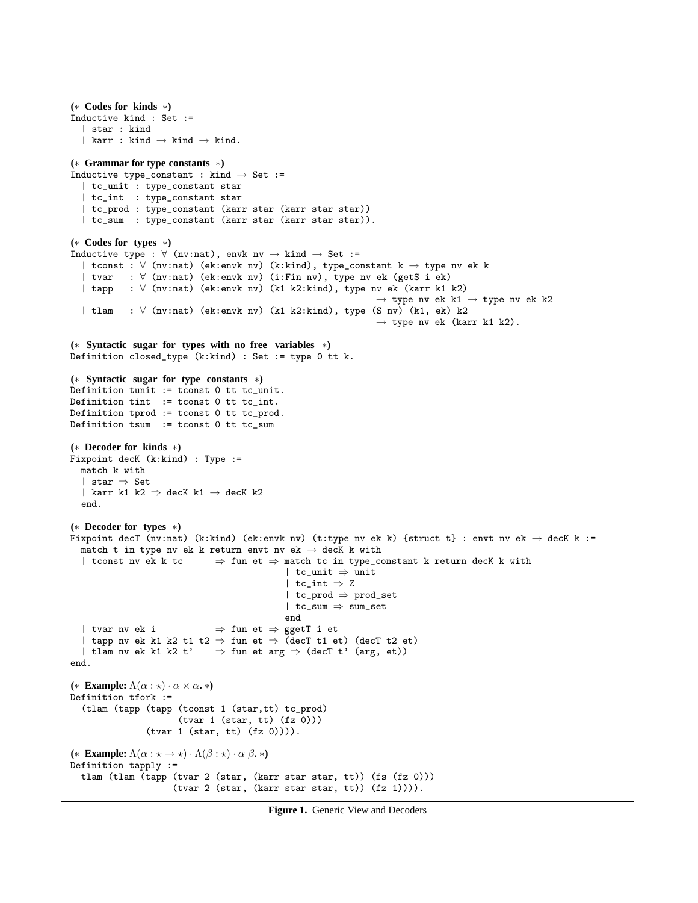```
(* Codes for kinds *)
Inductive kind : Set :=
  | star : kind
  | karr : kind → kind → kind.

(* Grammar for type constants *)
Inductive type_constant : kind → Set :=
  | tc_unit : type_constant star
  | tc_int  : type_constant star
  | tc_prod : type_constant (karr star (karr star star))
  | tc_sum  : type_constant (karr star (karr star star)).

(* Codes for types *)
Inductive type : ∀ (nv:nat), envk nv → kind → Set :=
  | tconst : ∀ (nv:nat) (ek:envk nv) (k:kind), type_constant k → type nv ek k
  | tvar   : ∀ (nv:nat) (ek:envk nv) (i:Fin nv), type nv ek (getS i ek)
  | tapp   : ∀ (nv:nat) (ek:envk nv) (k1 k2:kind), type nv ek (karr k1 k2)
                                                      → type nv ek k1 → type nv ek k2
  | tlam   : ∀ (nv:nat) (ek:envk nv) (k1 k2:kind), type (S nv) (k1, ek) k2
                                                      → type nv ek (karr k1 k2).

(* Syntactic sugar for types with no free variables *)
Definition closed_type (k:kind) : Set := type 0 tt k.

(* Syntactic sugar for type constants *)
Definition tunit := tconst 0 tt tc_unit.
Definition tint  := tconst 0 tt tc_int.
Definition tprod := tconst 0 tt tc_prod.
Definition tsum  := tconst 0 tt tc_sum

(* Decoder for kinds *)
Fixpoint decK (k:kind) : Type :=
  match k with
  | star ⇒ Set
  | karr k1 k2 ⇒ decK k1 → decK k2
  end.

(* Decoder for types *)
Fixpoint decT (nv:nat) (k:kind) (ek:envk nv) (t:type nv ek k) {struct t} : envt nv ek → decK k :=
  match t in type nv ek k return envt nv ek → decK k with
  | tconst nv ek k tc      ⇒ fun et ⇒ match tc in type_constant k return decK k with
                                      | tc_unit ⇒ unit
                                      | tc_int ⇒ Z
                                      | tc_prod ⇒ prod_set
                                      | tc_sum ⇒ sum_set
                                      end
  | tvar nv ek i           ⇒ fun et ⇒ ggetT i et
  | tapp nv ek k1 k2 t1 t2 ⇒ fun et ⇒ (decT t1 et) (decT t2 et)
  | tlam nv ek k1 k2 t'    ⇒ fun et arg ⇒ (decT t' (arg, et))
end.
```

(* **Example:** $\Lambda(\alpha : \star) \cdot \alpha \times \alpha.$ *)

```
Definition tfork :=
  (tlam (tapp (tapp (tconst 1 (star,tt) tc_prod)
                    (tvar 1 (star, tt) (fz 0)))
              (tvar 1 (star, tt) (fz 0)))).
```

(* **Example:** $\Lambda(\alpha : \star \to \star) \cdot \Lambda(\beta : \star) \cdot \alpha\ \beta.$ *)

```
Definition tapply :=
  tlam (tlam (tapp (tvar 2 (star, (karr star star, tt)) (fs (fz 0)))
                   (tvar 2 (star, (karr star star, tt)) (fz 1)))).
```

**Figure 1.** Generic View and Decoders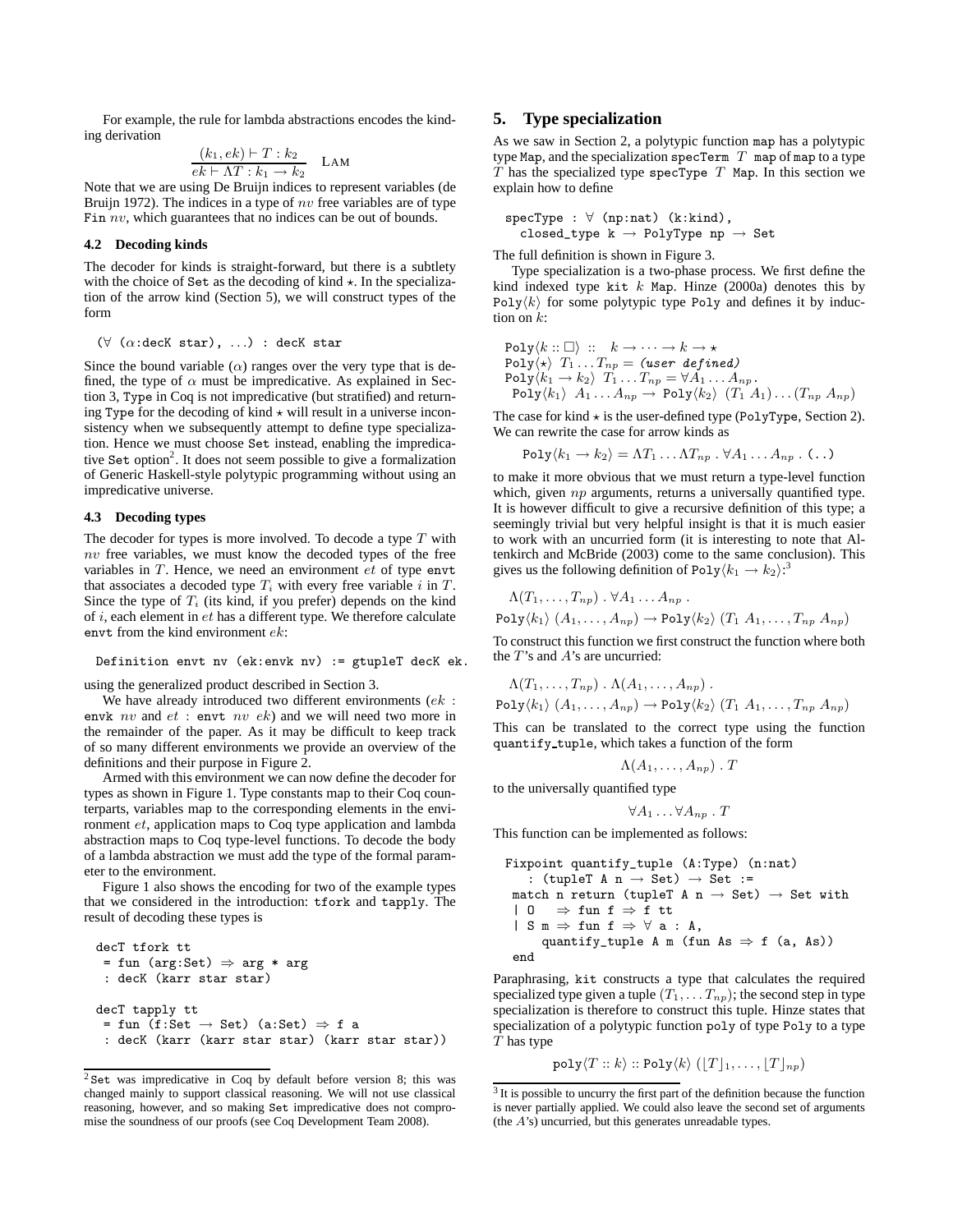For example, the rule for lambda abstractions encodes the kinding derivation

$$\frac{(k_1, ek) \vdash T : k_2}{ek \vdash \Lambda T : k_1 \rightarrow k_2} \quad \text{LAM}$$

Note that we are using De Bruijn indices to represent variables (de Bruijn 1972). The indices in a type of $nv$ free variables are of type Fin $nv$, which guarantees that no indices can be out of bounds.

### 4.2 Decoding kinds

The decoder for kinds is straight-forward, but there is a subtlety with the choice of Set as the decoding of kind $\star$. In the specialization of the arrow kind (Section 5), we will construct types of the form

```
(∀ (α:decK star), ...) : decK star
```

Since the bound variable ($\alpha$) ranges over the very type that is defined, the type of $\alpha$ must be impredicative. As explained in Section 3, Type in Coq is not impredicative (but stratified) and returning Type for the decoding of kind $\star$ will result in a universe inconsistency when we subsequently attempt to define type specialization. Hence we must choose Set instead, enabling the impredicative Set option[2]. It does not seem possible to give a formalization of Generic Haskell-style polytypic programming without using an impredicative universe.

### 4.3 Decoding types

The decoder for types is more involved. To decode a type $T$ with $nv$ free variables, we must know the decoded types of the free variables in $T$. Hence, we need an environment $et$ of type envt that associates a decoded type $T_i$ with every free variable $i$ in $T$. Since the type of $T_i$ (its kind, if you prefer) depends on the kind of $i$, each element in $et$ has a different type. We therefore calculate envt from the kind environment $ek$:

```
Definition envt nv (ek:envk nv) := gtupleT decK ek.
```

using the generalized product described in Section 3.

We have already introduced two different environments ($ek$ : envk $nv$ and $et$ : envt $nv$ $ek$) and we will need two more in the remainder of the paper. As it may be difficult to keep track of so many different environments we provide an overview of the definitions and their purpose in Figure 2.

Armed with this environment we can now define the decoder for types as shown in Figure 1. Type constants map to their Coq counterparts, variables map to the corresponding elements in the environment $et$, application maps to Coq type application and lambda abstraction maps to Coq type-level functions. To decode the body of a lambda abstraction we must add the type of the formal parameter to the environment.

Figure 1 also shows the encoding for two of the example types that we considered in the introduction: tfork and tapply. The result of decoding these types is

```
decT tfork tt
 = fun (arg:Set) ⇒ arg * arg
 : decK (karr star star)

decT tapply tt
 = fun (f:Set → Set) (a:Set) ⇒ f a
 : decK (karr (karr star star) (karr star star))
```

[2] Set was impredicative in Coq by default before version 8; this was changed mainly to support classical reasoning. We will not use classical reasoning, however, and so making Set impredicative does not compromise the soundness of our proofs (see Coq Development Team 2008).

## 5. Type specialization

As we saw in Section 2, a polytypic function map has a polytypic type Map, and the specialization specTerm $T$ map of map to a type $T$ has the specialized type specType $T$ Map. In this section we explain how to define

```
specType : ∀ (np:nat) (k:kind),
  closed_type k → PolyType np → Set
```

The full definition is shown in Figure 3.

Type specialization is a two-phase process. We first define the kind indexed type kit $k$ Map. Hinze (2000a) denotes this by $\texttt{Poly}\langle k \rangle$ for some polytypic type Poly and defines it by induction on $k$:

$$\begin{array}{l}
\texttt{Poly}\langle k :: \Box \rangle \;::\; k \rightarrow \cdots \rightarrow k \rightarrow \star \\
\texttt{Poly}\langle \star \rangle \;\; T_1 \ldots T_{np} = \textit{(user defined)} \\
\texttt{Poly}\langle k_1 \rightarrow k_2 \rangle \;\; T_1 \ldots T_{np} = \forall A_1 \ldots A_{np}\,. \\
\quad \texttt{Poly}\langle k_1 \rangle \;\; A_1 \ldots A_{np} \rightarrow \texttt{Poly}\langle k_2 \rangle \;\; (T_1\ A_1) \ldots (T_{np}\ A_{np})
\end{array}$$

The case for kind $\star$ is the user-defined type (PolyType, Section 2). We can rewrite the case for arrow kinds as

$$\texttt{Poly}\langle k_1 \rightarrow k_2 \rangle = \Lambda T_1 \ldots \Lambda T_{np}\,.\, \forall A_1 \ldots A_{np}\,.\, (\ldots)$$

to make it more obvious that we must return a type-level function which, given $np$ arguments, returns a universally quantified type. It is however difficult to give a recursive definition of this type; a seemingly trivial but very helpful insight is that it is much easier to work with an uncurried form (it is interesting to note that Altenkirch and McBride (2003) come to the same conclusion). This gives us the following definition of $\texttt{Poly}\langle k_1 \rightarrow k_2 \rangle$:[3]

$$\begin{array}{l}
\Lambda(T_1, \ldots, T_{np})\,.\, \forall A_1 \ldots A_{np}\,. \\
\texttt{Poly}\langle k_1 \rangle \;(A_1, \ldots, A_{np}) \rightarrow \texttt{Poly}\langle k_2 \rangle \;(T_1\ A_1, \ldots, T_{np}\ A_{np})
\end{array}$$

To construct this function we first construct the function where both the $T$'s and $A$'s are uncurried:

$$\begin{array}{l}
\Lambda(T_1, \ldots, T_{np})\,.\, \Lambda(A_1, \ldots, A_{np})\,. \\
\texttt{Poly}\langle k_1 \rangle \;(A_1, \ldots, A_{np}) \rightarrow \texttt{Poly}\langle k_2 \rangle \;(T_1\ A_1, \ldots, T_{np}\ A_{np})
\end{array}$$

This can be translated to the correct type using the function quantify_tuple, which takes a function of the form

$$\Lambda(A_1, \ldots, A_{np})\,.\, T$$

to the universally quantified type

$$\forall A_1 \ldots \forall A_{np}\,.\, T$$

This function can be implemented as follows:

```
Fixpoint quantify_tuple (A:Type) (n:nat)
   : (tupleT A n → Set) → Set :=
 match n return (tupleT A n → Set) → Set with
 | O   ⇒ fun f ⇒ f tt
 | S m ⇒ fun f ⇒ ∀ a : A,
     quantify_tuple A m (fun As ⇒ f (a, As))
 end
```

Paraphrasing, kit constructs a type that calculates the required specialized type given a tuple $(T_1, \ldots T_{np})$; the second step in type specialization is therefore to construct this tuple. Hinze states that specialization of a polytypic function poly of type Poly to a type $T$ has type

$$\texttt{poly}\langle T :: k \rangle :: \texttt{Poly}\langle k \rangle \;(\lfloor T \rfloor_1, \ldots, \lfloor T \rfloor_{np})$$

[3] It is possible to uncurry the first part of the definition because the function is never partially applied. We could also leave the second set of arguments (the $A$'s) uncurried, but this generates unreadable types.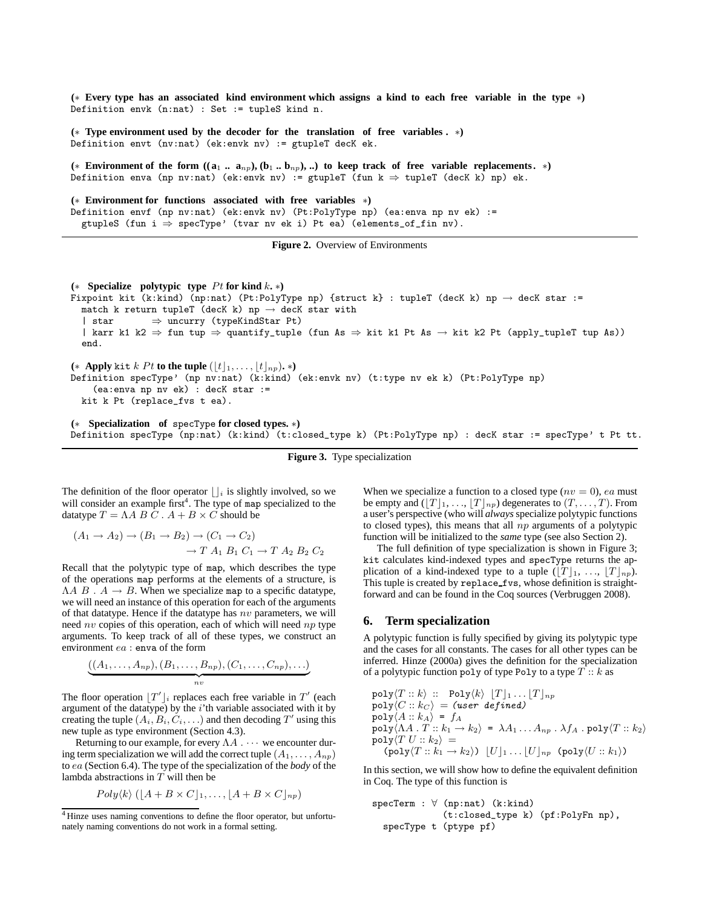```
(* Every type has an associated kind environment which assigns a kind to each free variable in the type *)
Definition envk (n:nat) : Set := tupleS kind n.

(* Type environment used by the decoder for the translation of free variables. *)
Definition envt (nv:nat) (ek:envk nv) := gtupleT decK ek.

(* Environment of the form ((a1 .. anp), (b1 .. bnp), ..) to keep track of free variable replacements. *)
Definition enva (np nv:nat) (ek:envk nv) := gtupleT (fun k ⇒ tupleT (decK k) np) ek.

(* Environment for functions associated with free variables *)
Definition envf (np nv:nat) (ek:envk nv) (Pt:PolyType np) (ea:enva np nv ek) :=
  gtupleS (fun i ⇒ specType' (tvar nv ek i) Pt ea) (elements_of_fin nv).
```

**Figure 2.** Overview of Environments

```
(* Specialize polytypic type Pt for kind k. *)
Fixpoint kit (k:kind) (np:nat) (Pt:PolyType np) {struct k} : tupleT (decK k) np → decK star :=
  match k return tupleT (decK k) np → decK star with
  | star      ⇒ uncurry (typeKindStar Pt)
  | karr k1 k2 ⇒ fun tup ⇒ quantify_tuple (fun As ⇒ kit k1 Pt As → kit k2 Pt (apply_tupleT tup As))
  end.

(* Apply kit k Pt to the tuple (⌊t⌋1, ..., ⌊t⌋np). *)
Definition specType' (np nv:nat) (k:kind) (ek:envk nv) (t:type nv ek k) (Pt:PolyType np)
    (ea:enva np nv ek) : decK star :=
  kit k Pt (replace_fvs t ea).

(* Specialization of specType for closed types. *)
Definition specType (np:nat) (k:kind) (t:closed_type k) (Pt:PolyType np) : decK star := specType' t Pt tt.
```

**Figure 3.** Type specialization

The definition of the floor operator $\lfloor\rfloor_i$ is slightly involved, so we will consider an example first[4]. The type of map specialized to the datatype $T = \Lambda A\ B\ C\ .\ A + B \times C$ should be

$$(A_1 \to A_2) \to (B_1 \to B_2) \to (C_1 \to C_2) \to T\ A_1\ B_1\ C_1 \to T\ A_2\ B_2\ C_2$$

Recall that the polytypic type of map, which describes the type of the operations map performs at the elements of a structure, is $\Lambda A\ B\ .\ A \to B$. When we specialize map to a specific datatype, we will need an instance of this operation for each of the arguments of that datatype. Hence if the datatype has $nv$ parameters, we will need $nv$ copies of this operation, each of which will need $np$ type arguments. To keep track of all of these types, we construct an environment $ea$ : enva of the form

$$\underbrace{((A_1, \ldots, A_{np}), (B_1, \ldots, B_{np}), (C_1, \ldots, C_{np}), \ldots)}_{nv}$$

The floor operation $\lfloor T' \rfloor_i$ replaces each free variable in $T'$ (each argument of the datatype) by the $i$'th variable associated with it by creating the tuple $(A_i, B_i, C_i, \ldots)$ and then decoding $T'$ using this new tuple as type environment (Section 4.3).

Returning to our example, for every $\Lambda A\ .\ \cdots$ we encounter during term specialization we will add the correct tuple $(A_1, \ldots, A_{np})$ to $ea$ (Section 6.4). The type of the specialization of the *body* of the lambda abstractions in $T$ will then be

$$Poly\langle k\rangle\ (\lfloor A + B \times C\rfloor_1, \ldots, \lfloor A + B \times C\rfloor_{np})$$

When we specialize a function to a closed type ($nv = 0$), $ea$ must be empty and $(\lfloor T\rfloor_1, \ldots, \lfloor T\rfloor_{np})$ degenerates to $(T, \ldots, T)$. From a user's perspective (who will *always* specialize polytypic functions to closed types), this means that all $np$ arguments of a polytypic function will be initialized to the *same* type (see also Section 2).

The full definition of type specialization is shown in Figure 3; kit calculates kind-indexed types and specType returns the application of a kind-indexed type to a tuple $(\lfloor T\rfloor_1, \ldots, \lfloor T\rfloor_{np})$. This tuple is created by replace_fvs, whose definition is straightforward and can be found in the Coq sources (Verbruggen 2008).

## 6. Term specialization

A polytypic function is fully specified by giving its polytypic type and the cases for all constants. The cases for all other types can be inferred. Hinze (2000a) gives the definition for the specialization of a polytypic function poly of type Poly to a type $T :: k$ as

$$
\begin{aligned}
&\texttt{poly}\langle T :: k\rangle\ ::\ \ \texttt{Poly}\langle k\rangle\ \ \lfloor T\rfloor_1 \ldots \lfloor T\rfloor_{np}\\
&\texttt{poly}\langle C :: k_C\rangle\ =\ \textit{(user defined)}\\
&\texttt{poly}\langle A :: k_A\rangle\ =\ f_A\\
&\texttt{poly}\langle \Lambda A\ .\ T :: k_1 \to k_2\rangle\ =\ \lambda A_1 \ldots A_{np}\ .\ \lambda f_A\ .\ \texttt{poly}\langle T :: k_2\rangle\\
&\texttt{poly}\langle T\ U :: k_2\rangle\ =\\
&\quad (\texttt{poly}\langle T :: k_1 \to k_2\rangle)\ \ \lfloor U\rfloor_1 \ldots \lfloor U\rfloor_{np}\ \ (\texttt{poly}\langle U :: k_1\rangle)
\end{aligned}
$$

In this section, we will show how to define the equivalent definition in Coq. The type of this function is

```
specTerm : ∀ (np:nat) (k:kind)
             (t:closed_type k) (pf:PolyFn np),
  specType t (ptype pf)
```

[4] Hinze uses naming conventions to define the floor operator, but unfortunately naming conventions do not work in a formal setting.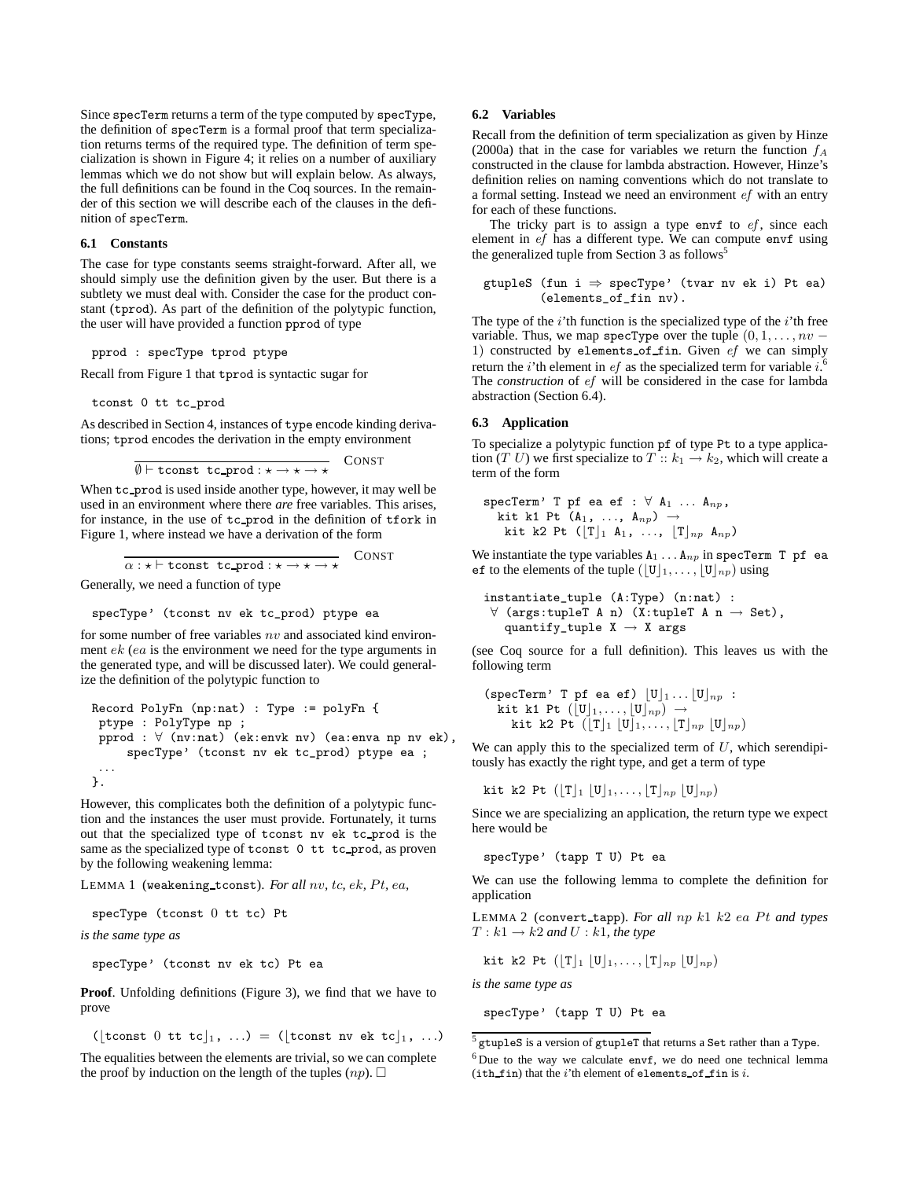Since specTerm returns a term of the type computed by specType, the definition of specTerm is a formal proof that term specialization returns terms of the required type. The definition of term specialization is shown in Figure 4; it relies on a number of auxiliary lemmas which we do not show but will explain below. As always, the full definitions can be found in the Coq sources. In the remainder of this section we will describe each of the clauses in the definition of specTerm.

### 6.1 Constants

The case for type constants seems straight-forward. After all, we should simply use the definition given by the user. But there is a subtlety we must deal with. Consider the case for the product constant (tprod). As part of the definition of the polytypic function, the user will have provided a function pprod of type

```
pprod : specType tprod ptype
```

Recall from Figure 1 that tprod is syntactic sugar for

```
tconst 0 tt tc_prod
```

As described in Section 4, instances of type encode kinding derivations; tprod encodes the derivation in the empty environment

$$\frac{}{\emptyset \vdash \texttt{tconst tc\_prod} : \star \to \star \to \star} \quad \text{CONST}$$

When tc_prod is used inside another type, however, it may well be used in an environment where there *are* free variables. This arises, for instance, in the use of tc_prod in the definition of tfork in Figure 1, where instead we have a derivation of the form

$$\frac{}{\alpha : \star \vdash \texttt{tconst tc\_prod} : \star \to \star \to \star} \quad \text{CONST}$$

Generally, we need a function of type

```
specType' (tconst nv ek tc_prod) ptype ea
```

for some number of free variables $nv$ and associated kind environment $ek$ ($ea$ is the environment we need for the type arguments in the generated type, and will be discussed later). We could generalize the definition of the polytypic function to

```
Record PolyFn (np:nat) : Type := polyFn {
 ptype : PolyType np ;
 pprod : ∀ (nv:nat) (ek:envk nv) (ea:enva np nv ek),
     specType' (tconst nv ek tc_prod) ptype ea ;
 ...
}.
```

However, this complicates both the definition of a polytypic function and the instances the user must provide. Fortunately, it turns out that the specialized type of tconst nv ek tc_prod is the same as the specialized type of tconst 0 tt tc_prod, as proven by the following weakening lemma:

LEMMA 1 (weakening_tconst). *For all $nv$, $tc$, $ek$, $Pt$, $ea$,*

```
specType (tconst 0 tt tc) Pt
```

*is the same type as*

```
specType' (tconst nv ek tc) Pt ea
```

**Proof**. Unfolding definitions (Figure 3), we find that we have to prove

$$(\lfloor \texttt{tconst 0 tt tc} \rfloor_1,\ \ldots) = (\lfloor \texttt{tconst nv ek tc} \rfloor_1,\ \ldots)$$

The equalities between the elements are trivial, so we can complete the proof by induction on the length of the tuples ($np$). □

### 6.2 Variables

Recall from the definition of term specialization as given by Hinze (2000a) that in the case for variables we return the function $f_A$ constructed in the clause for lambda abstraction. However, Hinze's definition relies on naming conventions which do not translate to a formal setting. Instead we need an environment $ef$ with an entry for each of these functions.

The tricky part is to assign a type envf to $ef$, since each element in $ef$ has a different type. We can compute envf using the generalized tuple from Section 3 as follows[5]

```
gtupleS (fun i ⇒ specType' (tvar nv ek i) Pt ea)
        (elements_of_fin nv).
```

The type of the $i$'th function is the specialized type of the $i$'th free variable. Thus, we map specType over the tuple $(0, 1, \ldots, nv - 1)$ constructed by elements_of_fin. Given $ef$ we can simply return the $i$'th element in $ef$ as the specialized term for variable $i$.[6] The *construction* of $ef$ will be considered in the case for lambda abstraction (Section 6.4).

### 6.3 Application

To specialize a polytypic function pf of type Pt to a type application ($T\ U$) we first specialize to $T :: k_1 \to k_2$, which will create a term of the form

$$\begin{array}{l}\texttt{specTerm' T pf ea ef} : \forall\ \texttt{A}_1 \ldots \texttt{A}_{np},\\ \quad \texttt{kit k1 Pt } (\texttt{A}_1,\ \ldots,\ \texttt{A}_{np}) \to\\ \quad\quad \texttt{kit k2 Pt } (\lfloor \texttt{T} \rfloor_1\ \texttt{A}_1,\ \ldots,\ \lfloor \texttt{T} \rfloor_{np}\ \texttt{A}_{np})\end{array}$$

We instantiate the type variables $\texttt{A}_1 \ldots \texttt{A}_{np}$ in specTerm T pf ea ef to the elements of the tuple $(\lfloor \texttt{U} \rfloor_1, \ldots, \lfloor \texttt{U} \rfloor_{np})$ using

```
instantiate_tuple (A:Type) (n:nat) :
 ∀ (args:tupleT A n) (X:tupleT A n → Set),
   quantify_tuple X → X args
```

(see Coq source for a full definition). This leaves us with the following term

$$\begin{array}{l}(\texttt{specTerm' T pf ea ef})\ \lfloor \texttt{U} \rfloor_1 \ldots \lfloor \texttt{U} \rfloor_{np} :\\ \quad \texttt{kit k1 Pt } (\lfloor \texttt{U} \rfloor_1, \ldots, \lfloor \texttt{U} \rfloor_{np}) \to\\ \quad\quad \texttt{kit k2 Pt } (\lfloor \texttt{T} \rfloor_1\ \lfloor \texttt{U} \rfloor_1, \ldots, \lfloor \texttt{T} \rfloor_{np}\ \lfloor \texttt{U} \rfloor_{np})\end{array}$$

We can apply this to the specialized term of $U$, which serendipitously has exactly the right type, and get a term of type

$$\texttt{kit k2 Pt } (\lfloor \texttt{T} \rfloor_1\ \lfloor \texttt{U} \rfloor_1, \ldots, \lfloor \texttt{T} \rfloor_{np}\ \lfloor \texttt{U} \rfloor_{np})$$

Since we are specializing an application, the return type we expect here would be

```
specType' (tapp T U) Pt ea
```

We can use the following lemma to complete the definition for application

LEMMA 2 (convert_tapp). *For all $np$ $k1$ $k2$ $ea$ $Pt$ and types $T : k1 \to k2$ and $U : k1$, the type*

$$\texttt{kit k2 Pt } (\lfloor \texttt{T} \rfloor_1\ \lfloor \texttt{U} \rfloor_1, \ldots, \lfloor \texttt{T} \rfloor_{np}\ \lfloor \texttt{U} \rfloor_{np})$$

*is the same type as*

```
specType' (tapp T U) Pt ea
```

[5] gtupleS is a version of gtupleT that returns a Set rather than a Type.

[6] Due to the way we calculate envf, we do need one technical lemma (ith_fin) that the $i$'th element of elements_of_fin is $i$.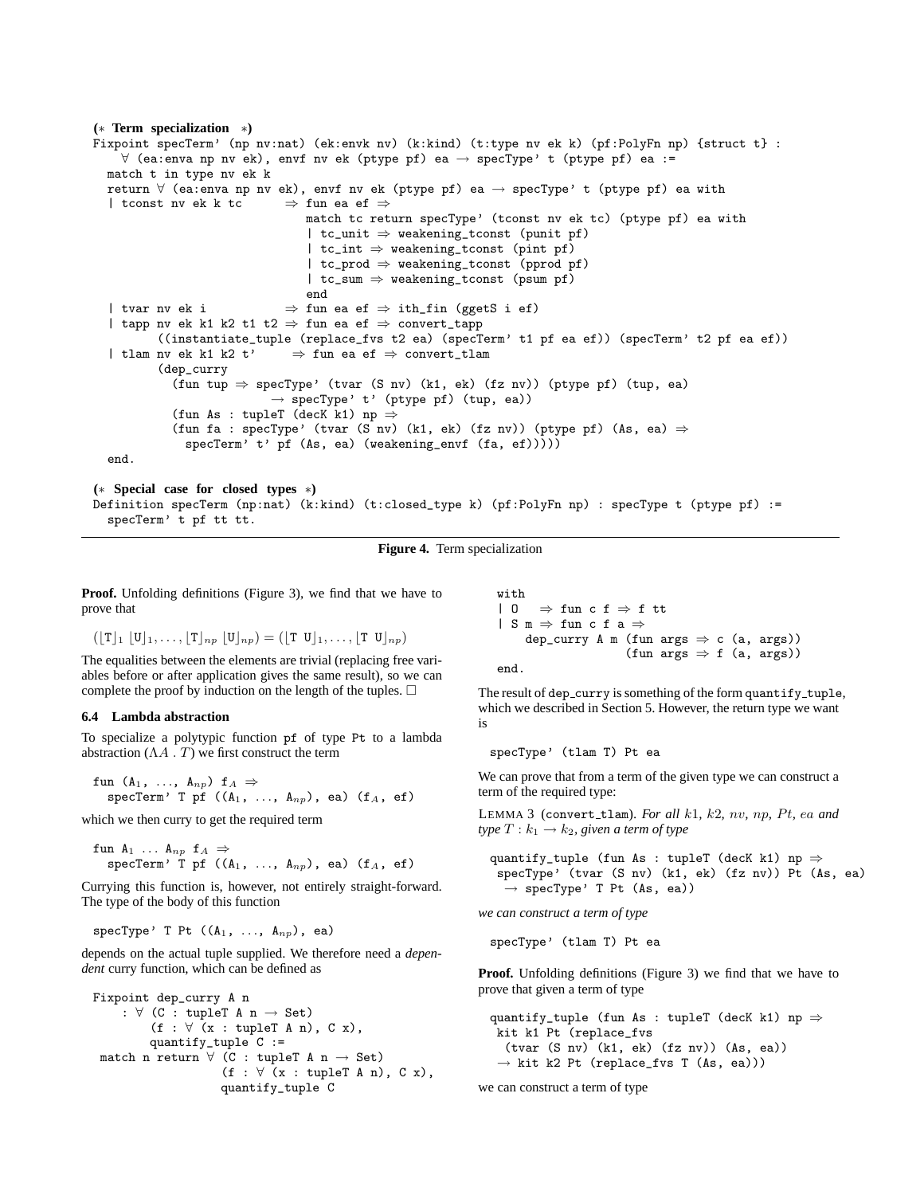```
(* Term specialization *)
Fixpoint specTerm' (np nv:nat) (ek:envk nv) (k:kind) (t:type nv ek k) (pf:PolyFn np) {struct t} :
    ∀ (ea:enva np nv ek), envf nv ek (ptype pf) ea → specType' t (ptype pf) ea :=
  match t in type nv ek k
  return ∀ (ea:enva np nv ek), envf nv ek (ptype pf) ea → specType' t (ptype pf) ea with
  | tconst nv ek k tc      ⇒ fun ea ef ⇒
                              match tc return specType' (tconst nv ek tc) (ptype pf) ea with
                              | tc_unit ⇒ weakening_tconst (punit pf)
                              | tc_int ⇒ weakening_tconst (pint pf)
                              | tc_prod ⇒ weakening_tconst (pprod pf)
                              | tc_sum ⇒ weakening_tconst (psum pf)
                              end
  | tvar nv ek i           ⇒ fun ea ef ⇒ ith_fin (ggetS i ef)
  | tapp nv ek k1 k2 t1 t2 ⇒ fun ea ef ⇒ convert_tapp
        ((instantiate_tuple (replace_fvs t2 ea) (specTerm' t1 pf ea ef)) (specTerm' t2 pf ea ef))
  | tlam nv ek k1 k2 t'     ⇒ fun ea ef ⇒ convert_tlam
        (dep_curry
          (fun tup ⇒ specType' (tvar (S nv) (k1, ek) (fz nv)) (ptype pf) (tup, ea)
                     → specType' t' (ptype pf) (tup, ea))
          (fun As : tupleT (decK k1) np ⇒
          (fun fa : specType' (tvar (S nv) (k1, ek) (fz nv)) (ptype pf) (As, ea) ⇒
            specTerm' t' pf (As, ea) (weakening_envf (fa, ef)))))
  end.

(* Special case for closed types *)
Definition specTerm (np:nat) (k:kind) (t:closed_type k) (pf:PolyFn np) : specType t (ptype pf) :=
  specTerm' t pf tt tt.
```

**Figure 4.** Term specialization

**Proof.** Unfolding definitions (Figure 3), we find that we have to prove that

$$(\lfloor T \rfloor_1 \lfloor U \rfloor_1, \ldots, \lfloor T \rfloor_{np} \lfloor U \rfloor_{np}) = (\lfloor T\ U \rfloor_1, \ldots, \lfloor T\ U \rfloor_{np})$$

The equalities between the elements are trivial (replacing free variables before or after application gives the same result), so we can complete the proof by induction on the length of the tuples. □

### 6.4 Lambda abstraction

To specialize a polytypic function pf of type Pt to a lambda abstraction ($\Lambda A\ .\ T$) we first construct the term

```
fun (A_1, ..., A_np) f_A ⇒
  specTerm' T pf ((A_1, ..., A_np), ea) (f_A, ef)
```

which we then curry to get the required term

```
fun A_1 ... A_np f_A ⇒
  specTerm' T pf ((A_1, ..., A_np), ea) (f_A, ef)
```

Currying this function is, however, not entirely straight-forward. The type of the body of this function

```
specType' T Pt ((A_1, ..., A_np), ea)
```

depends on the actual tuple supplied. We therefore need a *dependent* curry function, which can be defined as

```
Fixpoint dep_curry A n
    : ∀ (C : tupleT A n → Set)
        (f : ∀ (x : tupleT A n), C x),
        quantify_tuple C :=
 match n return ∀ (C : tupleT A n → Set)
                  (f : ∀ (x : tupleT A n), C x),
                  quantify_tuple C
  with
  | O   ⇒ fun c f ⇒ f tt
  | S m ⇒ fun c f a ⇒
      dep_curry A m (fun args ⇒ c (a, args))
                    (fun args ⇒ f (a, args))
  end.
```

The result of dep_curry is something of the form quantify_tuple, which we described in Section 5. However, the return type we want is

```
specType' (tlam T) Pt ea
```

We can prove that from a term of the given type we can construct a term of the required type:

LEMMA 3 (convert_tlam). *For all $k1$, $k2$, $nv$, $np$, $Pt$, $ea$ and type $T : k_1 \to k_2$, given a term of type*

```
quantify_tuple (fun As : tupleT (decK k1) np ⇒
  specType' (tvar (S nv) (k1, ek) (fz nv)) Pt (As, ea)
   → specType' T Pt (As, ea))
```

*we can construct a term of type*

```
specType' (tlam T) Pt ea
```

**Proof.** Unfolding definitions (Figure 3) we find that we have to prove that given a term of type

```
quantify_tuple (fun As : tupleT (decK k1) np ⇒
 kit k1 Pt (replace_fvs
  (tvar (S nv) (k1, ek) (fz nv)) (As, ea))
 → kit k2 Pt (replace_fvs T (As, ea)))
```

we can construct a term of type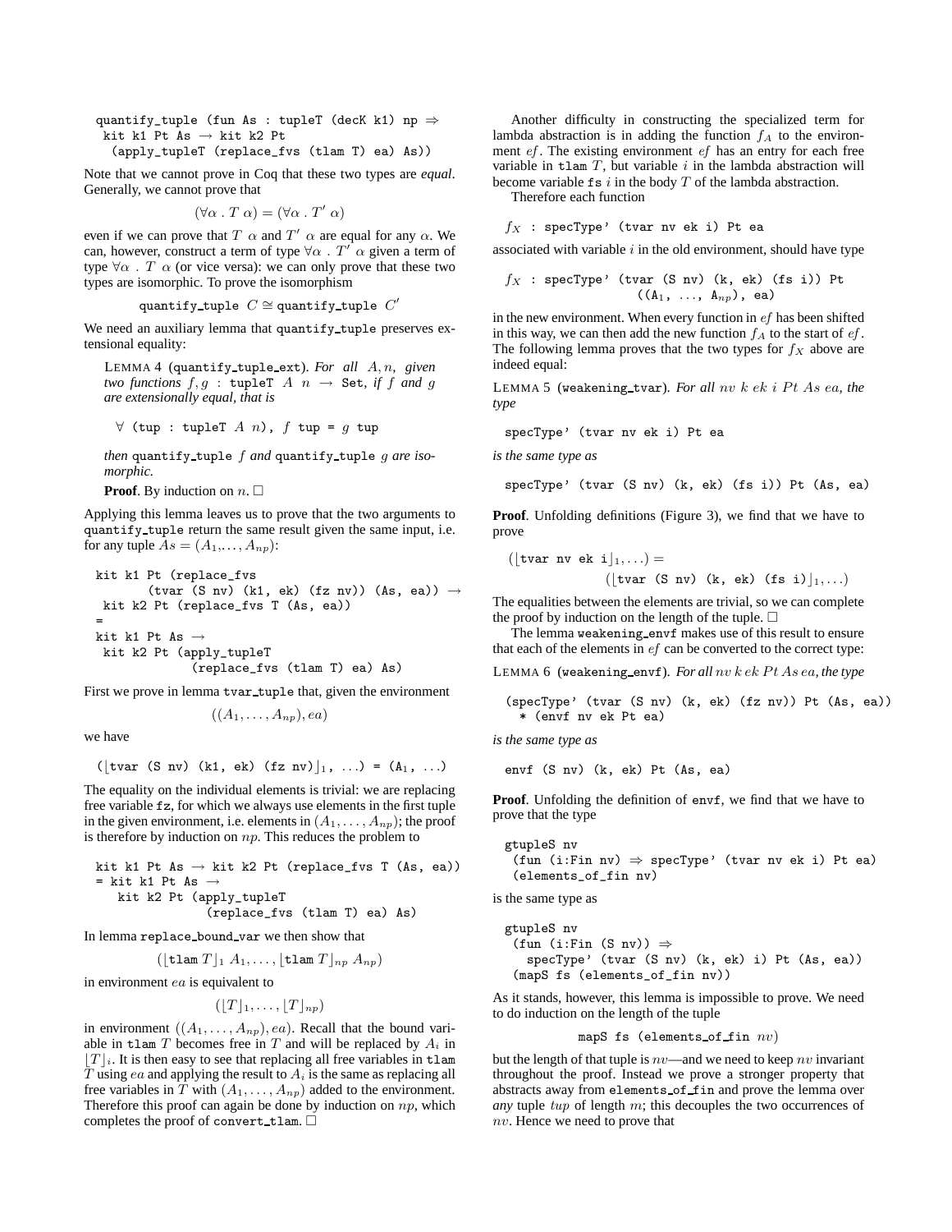```
quantify_tuple (fun As : tupleT (decK k1) np ⇒
  kit k1 Pt As → kit k2 Pt
   (apply_tupleT (replace_fvs (tlam T) ea) As))
```

Note that we cannot prove in Coq that these two types are *equal*. Generally, we cannot prove that

$$(\forall\alpha\ .\ T\ \alpha) = (\forall\alpha\ .\ T'\ \alpha)$$

even if we can prove that $T\ \alpha$ and $T'\ \alpha$ are equal for any $\alpha$. We can, however, construct a term of type $\forall\alpha\ .\ T'\ \alpha$ given a term of type $\forall\alpha\ .\ T\ \alpha$ (or vice versa): we can only prove that these two types are isomorphic. To prove the isomorphism

$$\texttt{quantify\_tuple}\ C \cong \texttt{quantify\_tuple}\ C'$$

We need an auxiliary lemma that `quantify_tuple` preserves extensional equality:

LEMMA 4 (`quantify_tuple_ext`). *For all $A, n$, given two functions $f, g$ : `tupleT` $A$ $n$ → `Set`, if $f$ and $g$ are extensionally equal, that is*

```
∀ (tup : tupleT A n), f tup = g tup
```

*then* `quantify_tuple` $f$ *and* `quantify_tuple` $g$ *are isomorphic.*

**Proof**. By induction on $n$. □

Applying this lemma leaves us to prove that the two arguments to `quantify_tuple` return the same result given the same input, i.e. for any tuple $As = (A_1,\ldots,A_{np})$:

```
kit k1 Pt (replace_fvs
       (tvar (S nv) (k1, ek) (fz nv)) (As, ea)) →
 kit k2 Pt (replace_fvs T (As, ea))
=
kit k1 Pt As →
 kit k2 Pt (apply_tupleT
             (replace_fvs (tlam T) ea) As)
```

First we prove in lemma `tvar_tuple` that, given the environment

$$((A_1,\ldots,A_{np}), ea)$$

we have

$$(\lfloor\texttt{tvar (S nv) (k1, ek) (fz nv)}\rfloor_1,\ \ldots) = (\texttt{A}_1,\ \ldots)$$

The equality on the individual elements is trivial: we are replacing free variable `fz`, for which we always use elements in the first tuple in the given environment, i.e. elements in $(A_1,\ldots,A_{np})$; the proof is therefore by induction on $np$. This reduces the problem to

```
kit k1 Pt As → kit k2 Pt (replace_fvs T (As, ea))
= kit k1 Pt As →
   kit k2 Pt (apply_tupleT
              (replace_fvs (tlam T) ea) As)
```

In lemma `replace_bound_var` we then show that

$$(\lfloor\texttt{tlam}\ T\rfloor_1\ A_1,\ldots,\lfloor\texttt{tlam}\ T\rfloor_{np}\ A_{np})$$

in environment $ea$ is equivalent to

$$(\lfloor T\rfloor_1,\ldots,\lfloor T\rfloor_{np})$$

in environment $((A_1,\ldots,A_{np}), ea)$. Recall that the bound variable in `tlam` $T$ becomes free in $T$ and will be replaced by $A_i$ in $\lfloor T\rfloor_i$. It is then easy to see that replacing all free variables in `tlam` $T$ using $ea$ and applying the result to $A_i$ is the same as replacing all free variables in $T$ with $(A_1,\ldots,A_{np})$ added to the environment. Therefore this proof can again be done by induction on $np$, which completes the proof of `convert_tlam`. □

Another difficulty in constructing the specialized term for lambda abstraction is in adding the function $f_A$ to the environment $ef$. The existing environment $ef$ has an entry for each free variable in `tlam` $T$, but variable $i$ in the lambda abstraction will become variable `fs` $i$ in the body $T$ of the lambda abstraction.

Therefore each function

```
f_X : specType' (tvar nv ek i) Pt ea
```

associated with variable $i$ in the old environment, should have type

```
f_X : specType' (tvar (S nv) (k, ek) (fs i)) Pt
                  ((A_1, ..., A_np), ea)
```

in the new environment. When every function in $ef$ has been shifted in this way, we can then add the new function $f_A$ to the start of $ef$. The following lemma proves that the two types for $f_X$ above are indeed equal:

LEMMA 5 (`weakening_tvar`). *For all $nv\ k\ ek\ i\ Pt\ As\ ea$, the type*

```
specType' (tvar nv ek i) Pt ea
```

*is the same type as*

```
specType' (tvar (S nv) (k, ek) (fs i)) Pt (As, ea)
```

**Proof**. Unfolding definitions (Figure 3), we find that we have to prove

$$(\lfloor\texttt{tvar nv ek i}\rfloor_1,\ldots) = (\lfloor\texttt{tvar (S nv) (k, ek) (fs i)}\rfloor_1,\ldots)$$

The equalities between the elements are trivial, so we can complete the proof by induction on the length of the tuple. □

The lemma `weakening_envf` makes use of this result to ensure that each of the elements in $ef$ can be converted to the correct type:

LEMMA 6 (`weakening_envf`). *For all $nv\ k\ ek\ Pt\ As\ ea$, the type*

```
(specType' (tvar (S nv) (k, ek) (fz nv)) Pt (As, ea))
  * (envf nv ek Pt ea)
```

*is the same type as*

```
envf (S nv) (k, ek) Pt (As, ea)
```

**Proof**. Unfolding the definition of `envf`, we find that we have to prove that the type

```
gtupleS nv
 (fun (i:Fin nv) ⇒ specType' (tvar nv ek i) Pt ea)
 (elements_of_fin nv)
```

is the same type as

```
gtupleS nv
 (fun (i:Fin (S nv)) ⇒
   specType' (tvar (S nv) (k, ek) i) Pt (As, ea))
 (mapS fs (elements_of_fin nv))
```

As it stands, however, this lemma is impossible to prove. We need to do induction on the length of the tuple

$$\texttt{mapS fs (elements\_of\_fin}\ nv\texttt{)}$$

but the length of that tuple is $nv$—and we need to keep $nv$ invariant throughout the proof. Instead we prove a stronger property that abstracts away from `elements_of_fin` and prove the lemma over *any* tuple $tup$ of length $m$; this decouples the two occurrences of $nv$. Hence we need to prove that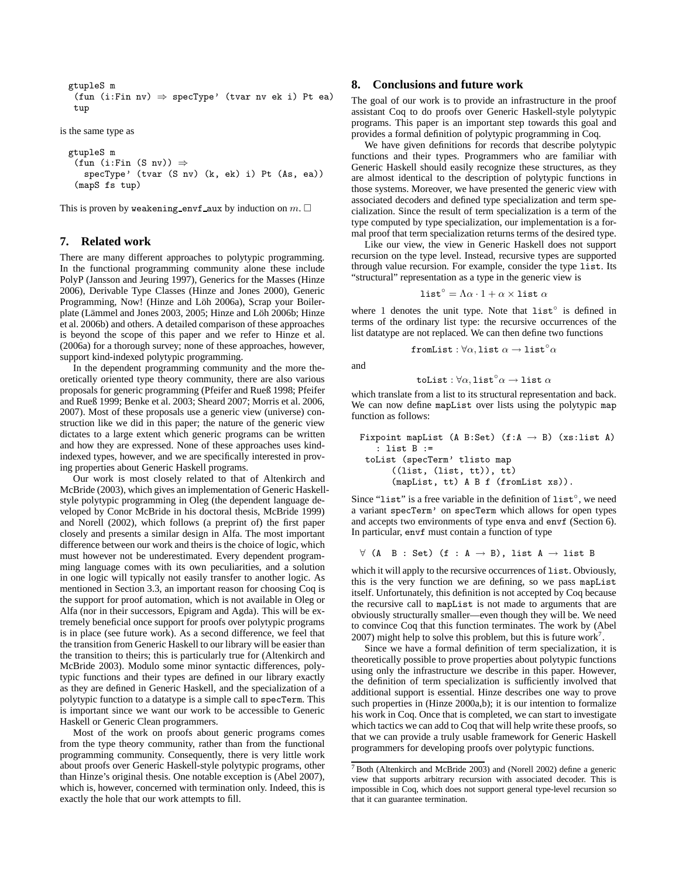```
gtupleS m
  (fun (i:Fin nv) ⇒ specType' (tvar nv ek i) Pt ea)
  tup
```

is the same type as

```
gtupleS m
  (fun (i:Fin (S nv)) ⇒
    specType' (tvar (S nv) (k, ek) i) Pt (As, ea))
  (mapS fs tup)
```

This is proven by weakening_envf_aux by induction on $m$. □

## 7. Related work

There are many different approaches to polytypic programming. In the functional programming community alone these include PolyP (Jansson and Jeuring 1997), Generics for the Masses (Hinze 2006), Derivable Type Classes (Hinze and Jones 2000), Generic Programming, Now! (Hinze and Löh 2006a), Scrap your Boilerplate (Lämmel and Jones 2003, 2005; Hinze and Löh 2006b; Hinze et al. 2006b) and others. A detailed comparison of these approaches is beyond the scope of this paper and we refer to Hinze et al. (2006a) for a thorough survey; none of these approaches, however, support kind-indexed polytypic programming.

In the dependent programming community and the more theoretically oriented type theory community, there are also various proposals for generic programming (Pfeifer and Rueß 1998; Pfeifer and Rueß 1999; Benke et al. 2003; Sheard 2007; Morris et al. 2006, 2007). Most of these proposals use a generic view (universe) construction like we did in this paper; the nature of the generic view dictates to a large extent which generic programs can be written and how they are expressed. None of these approaches uses kind-indexed types, however, and we are specifically interested in proving properties about Generic Haskell programs.

Our work is most closely related to that of Altenkirch and McBride (2003), which gives an implementation of Generic Haskell-style polytypic programming in Oleg (the dependent language developed by Conor McBride in his doctoral thesis, McBride 1999) and Norell (2002), which follows (a preprint of) the first paper closely and presents a similar design in Alfa. The most important difference between our work and theirs is the choice of logic, which must however not be underestimated. Every dependent programming language comes with its own peculiarities, and a solution in one logic will typically not easily transfer to another logic. As mentioned in Section 3.3, an important reason for choosing Coq is the support for proof automation, which is not available in Oleg or Alfa (nor in their successors, Epigram and Agda). This will be extremely beneficial once support for proofs over polytypic programs is in place (see future work). As a second difference, we feel that the transition from Generic Haskell to our library will be easier than the transition to theirs; this is particularly true for (Altenkirch and McBride 2003). Modulo some minor syntactic differences, polytypic functions and their types are defined in our library exactly as they are defined in Generic Haskell, and the specialization of a polytypic function to a datatype is a simple call to specTerm. This is important since we want our work to be accessible to Generic Haskell or Generic Clean programmers.

Most of the work on proofs about generic programs comes from the type theory community, rather than from the functional programming community. Consequently, there is very little work about proofs over Generic Haskell-style polytypic programs, other than Hinze's original thesis. One notable exception is (Abel 2007), which is, however, concerned with termination only. Indeed, this is exactly the hole that our work attempts to fill.

## 8. Conclusions and future work

The goal of our work is to provide an infrastructure in the proof assistant Coq to do proofs over Generic Haskell-style polytypic programs. This paper is an important step towards this goal and provides a formal definition of polytypic programming in Coq.

We have given definitions for records that describe polytypic functions and their types. Programmers who are familiar with Generic Haskell should easily recognize these structures, as they are almost identical to the description of polytypic functions in those systems. Moreover, we have presented the generic view with associated decoders and defined type specialization and term specialization. Since the result of term specialization is a term of the type computed by type specialization, our implementation is a formal proof that term specialization returns terms of the desired type.

Like our view, the view in Generic Haskell does not support recursion on the type level. Instead, recursive types are supported through value recursion. For example, consider the type list. Its "structural" representation as a type in the generic view is

$$\texttt{list}^\circ = \Lambda\alpha \cdot 1 + \alpha \times \texttt{list}\ \alpha$$

where 1 denotes the unit type. Note that $\texttt{list}^\circ$ is defined in terms of the ordinary list type: the recursive occurrences of the list datatype are not replaced. We can then define two functions

$$\texttt{fromList} : \forall\alpha, \texttt{list}\ \alpha \rightarrow \texttt{list}^\circ\alpha$$

and

$$\texttt{toList} : \forall\alpha, \texttt{list}^\circ\alpha \rightarrow \texttt{list}\ \alpha$$

which translate from a list to its structural representation and back. We can now define mapList over lists using the polytypic map function as follows:

```
Fixpoint mapList (A B:Set) (f:A → B) (xs:list A)
    : list B :=
  toList (specTerm' tlisto map
      ((list, (list, tt)), tt)
      (mapList, tt) A B f (fromList xs)).
```

Since "list" is a free variable in the definition of $\texttt{list}^\circ$, we need a variant specTerm' on specTerm which allows for open types and accepts two environments of type enva and envf (Section 6). In particular, envf must contain a function of type

```
∀ (A  B : Set) (f : A → B), list A → list B
```

which it will apply to the recursive occurrences of list. Obviously, this is the very function we are defining, so we pass mapList itself. Unfortunately, this definition is not accepted by Coq because the recursive call to mapList is not made to arguments that are obviously structurally smaller—even though they will be. We need to convince Coq that this function terminates. The work by (Abel 2007) might help to solve this problem, but this is future work[7].

Since we have a formal definition of term specialization, it is theoretically possible to prove properties about polytypic functions using only the infrastructure we describe in this paper. However, the definition of term specialization is sufficiently involved that additional support is essential. Hinze describes one way to prove such properties in (Hinze 2000a,b); it is our intention to formalize his work in Coq. Once that is completed, we can start to investigate which tactics we can add to Coq that will help write these proofs, so that we can provide a truly usable framework for Generic Haskell programmers for developing proofs over polytypic functions.

[7] Both (Altenkirch and McBride 2003) and (Norell 2002) define a generic view that supports arbitrary recursion with associated decoder. This is impossible in Coq, which does not support general type-level recursion so that it can guarantee termination.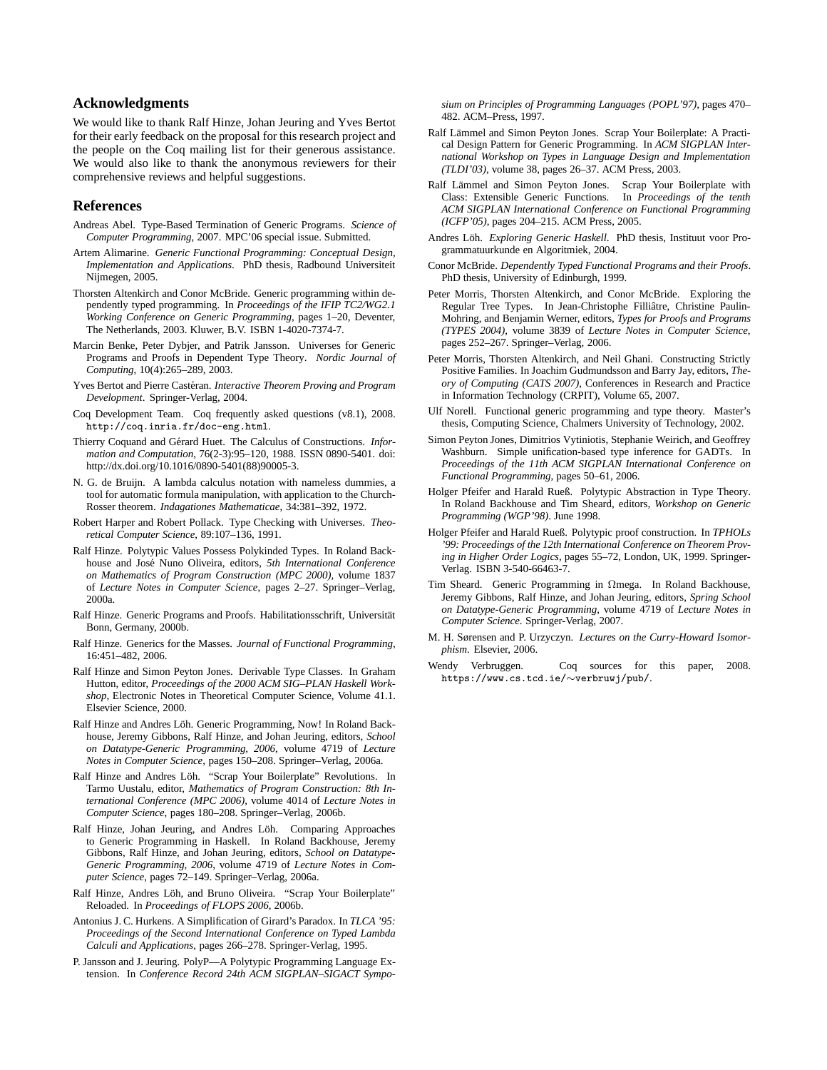## Acknowledgments

We would like to thank Ralf Hinze, Johan Jeuring and Yves Bertot for their early feedback on the proposal for this research project and the people on the Coq mailing list for their generous assistance. We would also like to thank the anonymous reviewers for their comprehensive reviews and helpful suggestions.

## References

Andreas Abel. Type-Based Termination of Generic Programs. *Science of Computer Programming*, 2007. MPC'06 special issue. Submitted.

Artem Alimarine. *Generic Functional Programming: Conceptual Design, Implementation and Applications*. PhD thesis, Radbound Universiteit Nijmegen, 2005.

Thorsten Altenkirch and Conor McBride. Generic programming within dependently typed programming. In *Proceedings of the IFIP TC2/WG2.1 Working Conference on Generic Programming*, pages 1–20, Deventer, The Netherlands, 2003. Kluwer, B.V. ISBN 1-4020-7374-7.

Marcin Benke, Peter Dybjer, and Patrik Jansson. Universes for Generic Programs and Proofs in Dependent Type Theory. *Nordic Journal of Computing*, 10(4):265–289, 2003.

Yves Bertot and Pierre Castéran. *Interactive Theorem Proving and Program Development*. Springer-Verlag, 2004.

Coq Development Team. Coq frequently asked questions (v8.1), 2008. `http://coq.inria.fr/doc-eng.html`.

Thierry Coquand and Gérard Huet. The Calculus of Constructions. *Information and Computation*, 76(2-3):95–120, 1988. ISSN 0890-5401. doi: http://dx.doi.org/10.1016/0890-5401(88)90005-3.

N. G. de Bruijn. A lambda calculus notation with nameless dummies, a tool for automatic formula manipulation, with application to the Church-Rosser theorem. *Indagationes Mathematicae*, 34:381–392, 1972.

Robert Harper and Robert Pollack. Type Checking with Universes. *Theoretical Computer Science*, 89:107–136, 1991.

Ralf Hinze. Polytypic Values Possess Polykinded Types. In Roland Backhouse and José Nuno Oliveira, editors, *5th International Conference on Mathematics of Program Construction (MPC 2000)*, volume 1837 of *Lecture Notes in Computer Science*, pages 2–27. Springer–Verlag, 2000a.

Ralf Hinze. Generic Programs and Proofs. Habilitationsschrift, Universität Bonn, Germany, 2000b.

Ralf Hinze. Generics for the Masses. *Journal of Functional Programming*, 16:451–482, 2006.

Ralf Hinze and Simon Peyton Jones. Derivable Type Classes. In Graham Hutton, editor, *Proceedings of the 2000 ACM SIG–PLAN Haskell Workshop*, Electronic Notes in Theoretical Computer Science, Volume 41.1. Elsevier Science, 2000.

Ralf Hinze and Andres Löh. Generic Programming, Now! In Roland Backhouse, Jeremy Gibbons, Ralf Hinze, and Johan Jeuring, editors, *School on Datatype-Generic Programming, 2006*, volume 4719 of *Lecture Notes in Computer Science*, pages 150–208. Springer–Verlag, 2006a.

Ralf Hinze and Andres Löh. "Scrap Your Boilerplate" Revolutions. In Tarmo Uustalu, editor, *Mathematics of Program Construction: 8th International Conference (MPC 2006)*, volume 4014 of *Lecture Notes in Computer Science*, pages 180–208. Springer–Verlag, 2006b.

Ralf Hinze, Johan Jeuring, and Andres Löh. Comparing Approaches to Generic Programming in Haskell. In Roland Backhouse, Jeremy Gibbons, Ralf Hinze, and Johan Jeuring, editors, *School on Datatype-Generic Programming, 2006*, volume 4719 of *Lecture Notes in Computer Science*, pages 72–149. Springer–Verlag, 2006a.

Ralf Hinze, Andres Löh, and Bruno Oliveira. "Scrap Your Boilerplate" Reloaded. In *Proceedings of FLOPS 2006*, 2006b.

Antonius J. C. Hurkens. A Simplification of Girard's Paradox. In *TLCA '95: Proceedings of the Second International Conference on Typed Lambda Calculi and Applications*, pages 266–278. Springer-Verlag, 1995.

P. Jansson and J. Jeuring. PolyP—A Polytypic Programming Language Extension. In *Conference Record 24th ACM SIGPLAN–SIGACT Symposium on Principles of Programming Languages (POPL'97)*, pages 470–482. ACM–Press, 1997.

Ralf Lämmel and Simon Peyton Jones. Scrap Your Boilerplate: A Practical Design Pattern for Generic Programming. In *ACM SIGPLAN International Workshop on Types in Language Design and Implementation (TLDI'03)*, volume 38, pages 26–37. ACM Press, 2003.

Ralf Lämmel and Simon Peyton Jones. Scrap Your Boilerplate with Class: Extensible Generic Functions. In *Proceedings of the tenth ACM SIGPLAN International Conference on Functional Programming (ICFP'05)*, pages 204–215. ACM Press, 2005.

Andres Löh. *Exploring Generic Haskell*. PhD thesis, Instituut voor Programmatuurkunde en Algoritmiek, 2004.

Conor McBride. *Dependently Typed Functional Programs and their Proofs*. PhD thesis, University of Edinburgh, 1999.

Peter Morris, Thorsten Altenkirch, and Conor McBride. Exploring the Regular Tree Types. In Jean-Christophe Filliâtre, Christine Paulin-Mohring, and Benjamin Werner, editors, *Types for Proofs and Programs (TYPES 2004)*, volume 3839 of *Lecture Notes in Computer Science*, pages 252–267. Springer–Verlag, 2006.

Peter Morris, Thorsten Altenkirch, and Neil Ghani. Constructing Strictly Positive Families. In Joachim Gudmundsson and Barry Jay, editors, *Theory of Computing (CATS 2007)*, Conferences in Research and Practice in Information Technology (CRPIT), Volume 65, 2007.

Ulf Norell. Functional generic programming and type theory. Master's thesis, Computing Science, Chalmers University of Technology, 2002.

Simon Peyton Jones, Dimitrios Vytiniotis, Stephanie Weirich, and Geoffrey Washburn. Simple unification-based type inference for GADTs. In *Proceedings of the 11th ACM SIGPLAN International Conference on Functional Programming*, pages 50–61, 2006.

Holger Pfeifer and Harald Rueß. Polytypic Abstraction in Type Theory. In Roland Backhouse and Tim Sheard, editors, *Workshop on Generic Programming (WGP'98)*. June 1998.

Holger Pfeifer and Harald Rueß. Polytypic proof construction. In *TPHOLs '99: Proceedings of the 12th International Conference on Theorem Proving in Higher Order Logics*, pages 55–72, London, UK, 1999. Springer-Verlag. ISBN 3-540-66463-7.

Tim Sheard. Generic Programming in Ωmega. In Roland Backhouse, Jeremy Gibbons, Ralf Hinze, and Johan Jeuring, editors, *Spring School on Datatype-Generic Programming*, volume 4719 of *Lecture Notes in Computer Science*. Springer-Verlag, 2007.

M. H. Sørensen and P. Urzyczyn. *Lectures on the Curry-Howard Isomorphism*. Elsevier, 2006.

Wendy Verbruggen. Coq sources for this paper, 2008. `https://www.cs.tcd.ie/~verbruwj/pub/`.